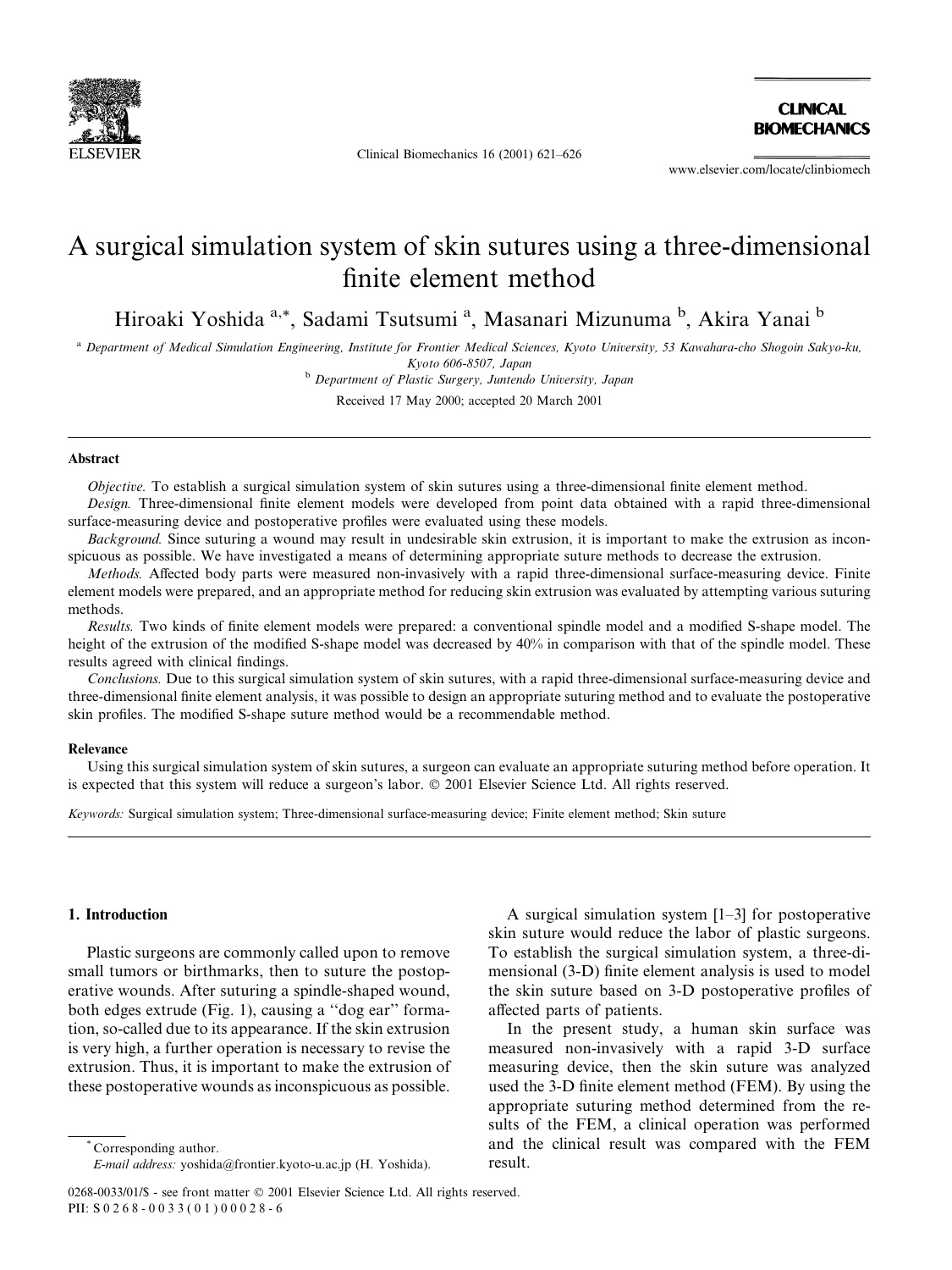# A surgical simulation system of skin sutures using a three-dimensional finite element method

Hiroaki Yoshida [a,*], Sadami Tsutsumi [a], Masanari Mizunuma [b], Akira Yanai [b]

[a] Department of Medical Simulation Engineering, Institute for Frontier Medical Sciences, Kyoto University, 53 Kawahara-cho Shogoin Sakyo-ku, Kyoto 606-8507, Japan

[b] Department of Plastic Surgery, Juntendo University, Japan

Received 17 May 2000; accepted 20 March 2001

## Abstract

*Objective.* To establish a surgical simulation system of skin sutures using a three-dimensional finite element method.

*Design.* Three-dimensional finite element models were developed from point data obtained with a rapid three-dimensional surface-measuring device and postoperative profiles were evaluated using these models.

*Background.* Since suturing a wound may result in undesirable skin extrusion, it is important to make the extrusion as inconspicuous as possible. We have investigated a means of determining appropriate suture methods to decrease the extrusion.

*Methods.* Affected body parts were measured non-invasively with a rapid three-dimensional surface-measuring device. Finite element models were prepared, and an appropriate method for reducing skin extrusion was evaluated by attempting various suturing methods.

*Results.* Two kinds of finite element models were prepared: a conventional spindle model and a modified S-shape model. The height of the extrusion of the modified S-shape model was decreased by 40% in comparison with that of the spindle model. These results agreed with clinical findings.

*Conclusions.* Due to this surgical simulation system of skin sutures, with a rapid three-dimensional surface-measuring device and three-dimensional finite element analysis, it was possible to design an appropriate suturing method and to evaluate the postoperative skin profiles. The modified S-shape suture method would be a recommendable method.

### Relevance

Using this surgical simulation system of skin sutures, a surgeon can evaluate an appropriate suturing method before operation. It is expected that this system will reduce a surgeon's labor. © 2001 Elsevier Science Ltd. All rights reserved.

*Keywords:* Surgical simulation system; Three-dimensional surface-measuring device; Finite element method; Skin suture

## 1. Introduction

Plastic surgeons are commonly called upon to remove small tumors or birthmarks, then to suture the postoperative wounds. After suturing a spindle-shaped wound, both edges extrude (Fig. 1), causing a "dog ear" formation, so-called due to its appearance. If the skin extrusion is very high, a further operation is necessary to revise the extrusion. Thus, it is important to make the extrusion of these postoperative wounds as inconspicuous as possible.

A surgical simulation system [1–3] for postoperative skin suture would reduce the labor of plastic surgeons. To establish the surgical simulation system, a three-dimensional (3-D) finite element analysis is used to model the skin suture based on 3-D postoperative profiles of affected parts of patients.

In the present study, a human skin surface was measured non-invasively with a rapid 3-D surface measuring device, then the skin suture was analyzed used the 3-D finite element method (FEM). By using the appropriate suturing method determined from the results of the FEM, a clinical operation was performed and the clinical result was compared with the FEM result.

* Corresponding author.

*E-mail address:* yoshida@frontier.kyoto-u.ac.jp (H. Yoshida).

0268-0033/01/$ - see front matter © 2001 Elsevier Science Ltd. All rights reserved.
PII: S0268-0033(01)00028-6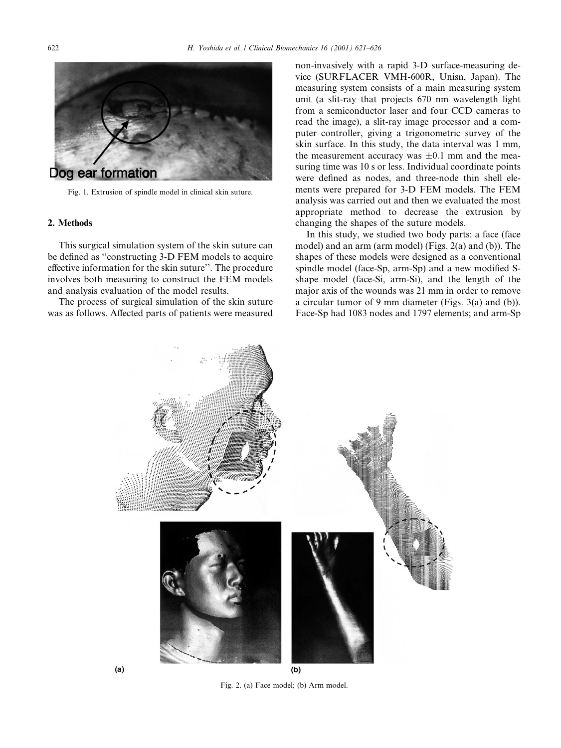Dog ear formation

Fig. 1. Extrusion of spindle model in clinical skin suture.

## 2. Methods

This surgical simulation system of the skin suture can be defined as "constructing 3-D FEM models to acquire effective information for the skin suture". The procedure involves both measuring to construct the FEM models and analysis evaluation of the model results.

The process of surgical simulation of the skin suture was as follows. Affected parts of patients were measured non-invasively with a rapid 3-D surface-measuring device (SURFLACER VMH-600R, Unisn, Japan). The measuring system consists of a main measuring system unit (a slit-ray that projects 670 nm wavelength light from a semiconductor laser and four CCD cameras to read the image), a slit-ray image processor and a computer controller, giving a trigonometric survey of the skin surface. In this study, the data interval was 1 mm, the measurement accuracy was $\pm0.1$ mm and the measuring time was 10 s or less. Individual coordinate points were defined as nodes, and three-node thin shell elements were prepared for 3-D FEM models. The FEM analysis was carried out and then we evaluated the most appropriate method to decrease the extrusion by changing the shapes of the suture models.

In this study, we studied two body parts: a face (face model) and an arm (arm model) (Figs. 2(a) and (b)). The shapes of these models were designed as a conventional spindle model (face-Sp, arm-Sp) and a new modified S-shape model (face-Si, arm-Si), and the length of the major axis of the wounds was 21 mm in order to remove a circular tumor of 9 mm diameter (Figs. 3(a) and (b)). Face-Sp had 1083 nodes and 1797 elements; and arm-Sp

(a) (b)

Fig. 2. (a) Face model; (b) Arm model.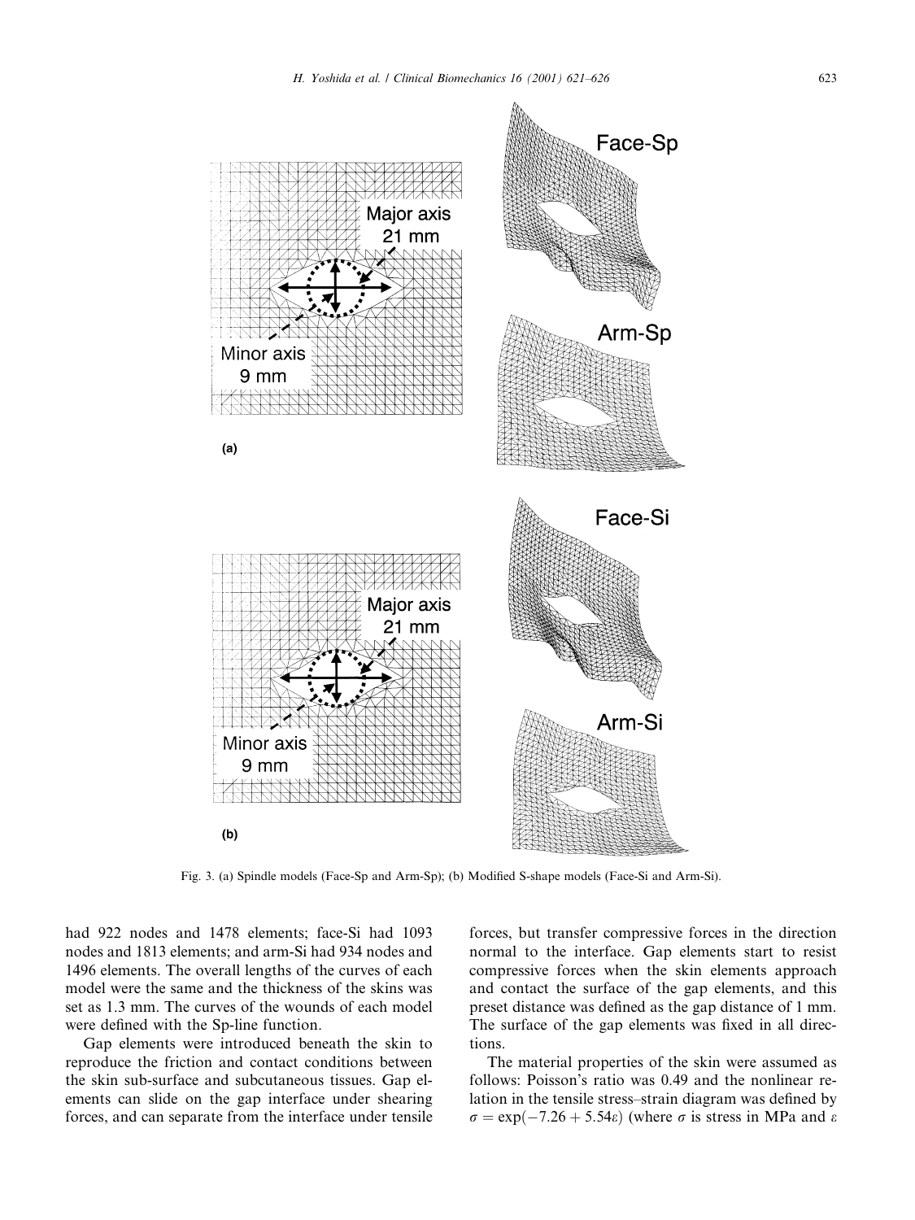Fig. 3. (a) Spindle models (Face-Sp and Arm-Sp); (b) Modified S-shape models (Face-Si and Arm-Si).

had 922 nodes and 1478 elements; face-Si had 1093 nodes and 1813 elements; and arm-Si had 934 nodes and 1496 elements. The overall lengths of the curves of each model were the same and the thickness of the skins was set as 1.3 mm. The curves of the wounds of each model were defined with the Sp-line function.

Gap elements were introduced beneath the skin to reproduce the friction and contact conditions between the skin sub-surface and subcutaneous tissues. Gap elements can slide on the gap interface under shearing forces, and can separate from the interface under tensile forces, but transfer compressive forces in the direction normal to the interface. Gap elements start to resist compressive forces when the skin elements approach and contact the surface of the gap elements, and this preset distance was defined as the gap distance of 1 mm. The surface of the gap elements was fixed in all directions.

The material properties of the skin were assumed as follows: Poisson's ratio was 0.49 and the nonlinear relation in the tensile stress–strain diagram was defined by $\sigma = \exp(-7.26 + 5.54\varepsilon)$ (where $\sigma$ is stress in MPa and $\varepsilon$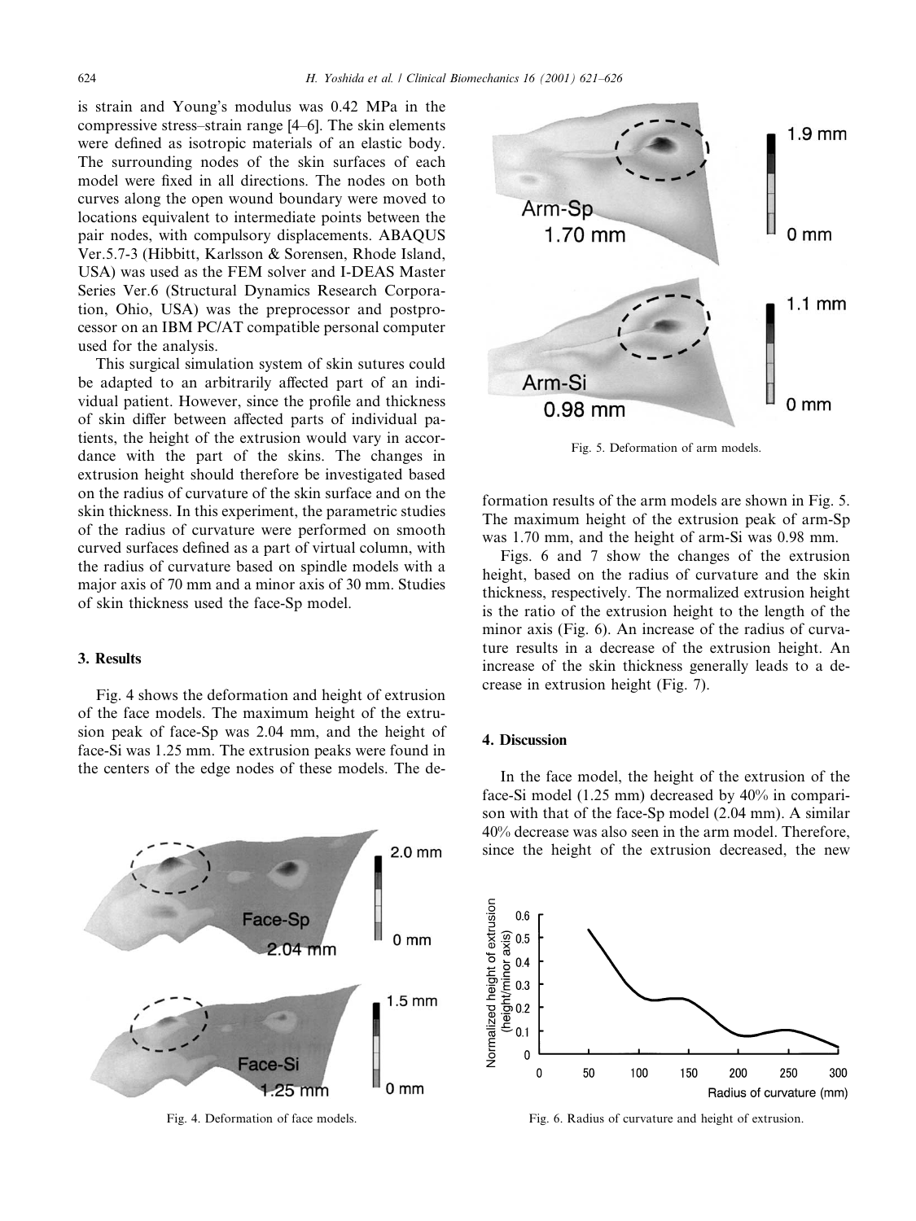is strain and Young's modulus was 0.42 MPa in the compressive stress–strain range [4–6]. The skin elements were defined as isotropic materials of an elastic body. The surrounding nodes of the skin surfaces of each model were fixed in all directions. The nodes on both curves along the open wound boundary were moved to locations equivalent to intermediate points between the pair nodes, with compulsory displacements. ABAQUS Ver.5.7-3 (Hibbitt, Karlsson & Sorensen, Rhode Island, USA) was used as the FEM solver and I-DEAS Master Series Ver.6 (Structural Dynamics Research Corporation, Ohio, USA) was the preprocessor and postprocessor on an IBM PC/AT compatible personal computer used for the analysis.

This surgical simulation system of skin sutures could be adapted to an arbitrarily affected part of an individual patient. However, since the profile and thickness of skin differ between affected parts of individual patients, the height of the extrusion would vary in accordance with the part of the skins. The changes in extrusion height should therefore be investigated based on the radius of curvature of the skin surface and on the skin thickness. In this experiment, the parametric studies of the radius of curvature were performed on smooth curved surfaces defined as a part of virtual column, with the radius of curvature based on spindle models with a major axis of 70 mm and a minor axis of 30 mm. Studies of skin thickness used the face-Sp model.

## 3. Results

Fig. 4 shows the deformation and height of extrusion of the face models. The maximum height of the extrusion peak of face-Sp was 2.04 mm, and the height of face-Si was 1.25 mm. The extrusion peaks were found in the centers of the edge nodes of these models. The deformation results of the arm models are shown in Fig. 5. The maximum height of the extrusion peak of arm-Sp was 1.70 mm, and the height of arm-Si was 0.98 mm.

Fig. 4. Deformation of face models.

Fig. 5. Deformation of arm models.

Figs. 6 and 7 show the changes of the extrusion height, based on the radius of curvature and the skin thickness, respectively. The normalized extrusion height is the ratio of the extrusion height to the length of the minor axis (Fig. 6). An increase of the radius of curvature results in a decrease of the extrusion height. An increase of the skin thickness generally leads to a decrease in extrusion height (Fig. 7).

## 4. Discussion

In the face model, the height of the extrusion of the face-Si model (1.25 mm) decreased by 40% in comparison with that of the face-Sp model (2.04 mm). A similar 40% decrease was also seen in the arm model. Therefore, since the height of the extrusion decreased, the new

Fig. 6. Radius of curvature and height of extrusion.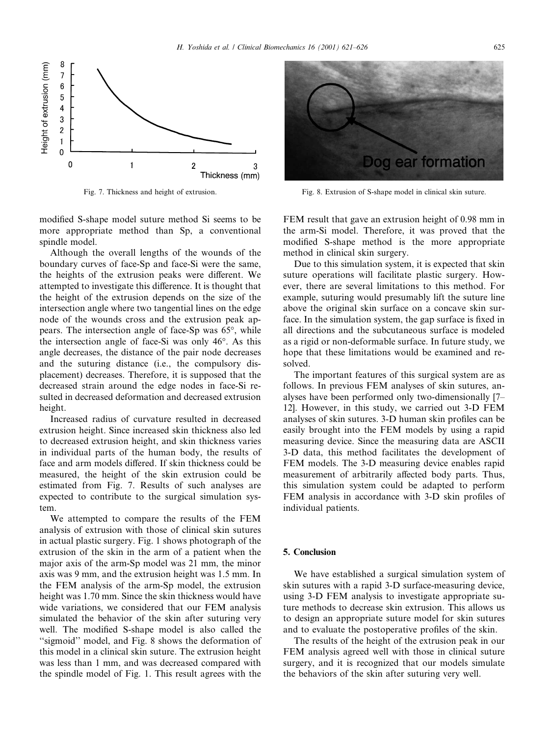Fig. 7. Thickness and height of extrusion.

Fig. 8. Extrusion of S-shape model in clinical skin suture.

modified S-shape model suture method Si seems to be more appropriate method than Sp, a conventional spindle model.

Although the overall lengths of the wounds of the boundary curves of face-Sp and face-Si were the same, the heights of the extrusion peaks were different. We attempted to investigate this difference. It is thought that the height of the extrusion depends on the size of the intersection angle where two tangential lines on the edge node of the wounds cross and the extrusion peak appears. The intersection angle of face-Sp was 65°, while the intersection angle of face-Si was only 46°. As this angle decreases, the distance of the pair node decreases and the suturing distance (i.e., the compulsory displacement) decreases. Therefore, it is supposed that the decreased strain around the edge nodes in face-Si resulted in decreased deformation and decreased extrusion height.

Increased radius of curvature resulted in decreased extrusion height. Since increased skin thickness also led to decreased extrusion height, and skin thickness varies in individual parts of the human body, the results of face and arm models differed. If skin thickness could be measured, the height of the skin extrusion could be estimated from Fig. 7. Results of such analyses are expected to contribute to the surgical simulation system.

We attempted to compare the results of the FEM analysis of extrusion with those of clinical skin sutures in actual plastic surgery. Fig. 1 shows photograph of the extrusion of the skin in the arm of a patient when the major axis of the arm-Sp model was 21 mm, the minor axis was 9 mm, and the extrusion height was 1.5 mm. In the FEM analysis of the arm-Sp model, the extrusion height was 1.70 mm. Since the skin thickness would have wide variations, we considered that our FEM analysis simulated the behavior of the skin after suturing very well. The modified S-shape model is also called the "sigmoid" model, and Fig. 8 shows the deformation of this model in a clinical skin suture. The extrusion height was less than 1 mm, and was decreased compared with the spindle model of Fig. 1. This result agrees with the FEM result that gave an extrusion height of 0.98 mm in the arm-Si model. Therefore, it was proved that the modified S-shape method is the more appropriate method in clinical skin surgery.

Due to this simulation system, it is expected that skin suture operations will facilitate plastic surgery. However, there are several limitations to this method. For example, suturing would presumably lift the suture line above the original skin surface on a concave skin surface. In the simulation system, the gap surface is fixed in all directions and the subcutaneous surface is modeled as a rigid or non-deformable surface. In future study, we hope that these limitations would be examined and resolved.

The important features of this surgical system are as follows. In previous FEM analyses of skin sutures, analyses have been performed only two-dimensionally [7–12]. However, in this study, we carried out 3-D FEM analyses of skin sutures. 3-D human skin profiles can be easily brought into the FEM models by using a rapid measuring device. Since the measuring data are ASCII 3-D data, this method facilitates the development of FEM models. The 3-D measuring device enables rapid measurement of arbitrarily affected body parts. Thus, this simulation system could be adapted to perform FEM analysis in accordance with 3-D skin profiles of individual patients.

## 5. Conclusion

We have established a surgical simulation system of skin sutures with a rapid 3-D surface-measuring device, using 3-D FEM analysis to investigate appropriate suture methods to decrease skin extrusion. This allows us to design an appropriate suture model for skin sutures and to evaluate the postoperative profiles of the skin.

The results of the height of the extrusion peak in our FEM analysis agreed well with those in clinical suture surgery, and it is recognized that our models simulate the behaviors of the skin after suturing very well.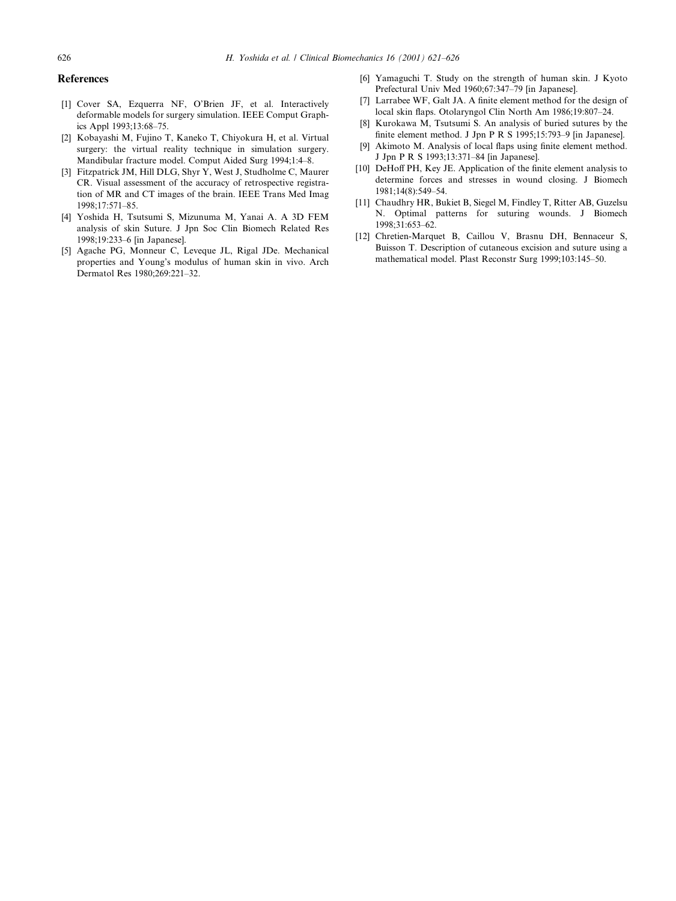## References

[1] Cover SA, Ezquerra NF, O'Brien JF, et al. Interactively deformable models for surgery simulation. IEEE Comput Graphics Appl 1993;13:68–75.

[2] Kobayashi M, Fujino T, Kaneko T, Chiyokura H, et al. Virtual surgery: the virtual reality technique in simulation surgery. Mandibular fracture model. Comput Aided Surg 1994;1:4–8.

[3] Fitzpatrick JM, Hill DLG, Shyr Y, West J, Studholme C, Maurer CR. Visual assessment of the accuracy of retrospective registration of MR and CT images of the brain. IEEE Trans Med Imag 1998;17:571–85.

[4] Yoshida H, Tsutsumi S, Mizunuma M, Yanai A. A 3D FEM analysis of skin Suture. J Jpn Soc Clin Biomech Related Res 1998;19:233–6 [in Japanese].

[5] Agache PG, Monneur C, Leveque JL, Rigal JDe. Mechanical properties and Young's modulus of human skin in vivo. Arch Dermatol Res 1980;269:221–32.

[6] Yamaguchi T. Study on the strength of human skin. J Kyoto Prefectural Univ Med 1960;67:347–79 [in Japanese].

[7] Larrabee WF, Galt JA. A finite element method for the design of local skin flaps. Otolaryngol Clin North Am 1986;19:807–24.

[8] Kurokawa M, Tsutsumi S. An analysis of buried sutures by the finite element method. J Jpn P R S 1995;15:793–9 [in Japanese].

[9] Akimoto M. Analysis of local flaps using finite element method. J Jpn P R S 1993;13:371–84 [in Japanese].

[10] DeHoff PH, Key JE. Application of the finite element analysis to determine forces and stresses in wound closing. J Biomech 1981;14(8):549–54.

[11] Chaudhry HR, Bukiet B, Siegel M, Findley T, Ritter AB, Guzelsu N. Optimal patterns for suturing wounds. J Biomech 1998;31:653–62.

[12] Chretien-Marquet B, Caillou V, Brasnu DH, Bennaceur S, Buisson T. Description of cutaneous excision and suture using a mathematical model. Plast Reconstr Surg 1999;103:145–50.